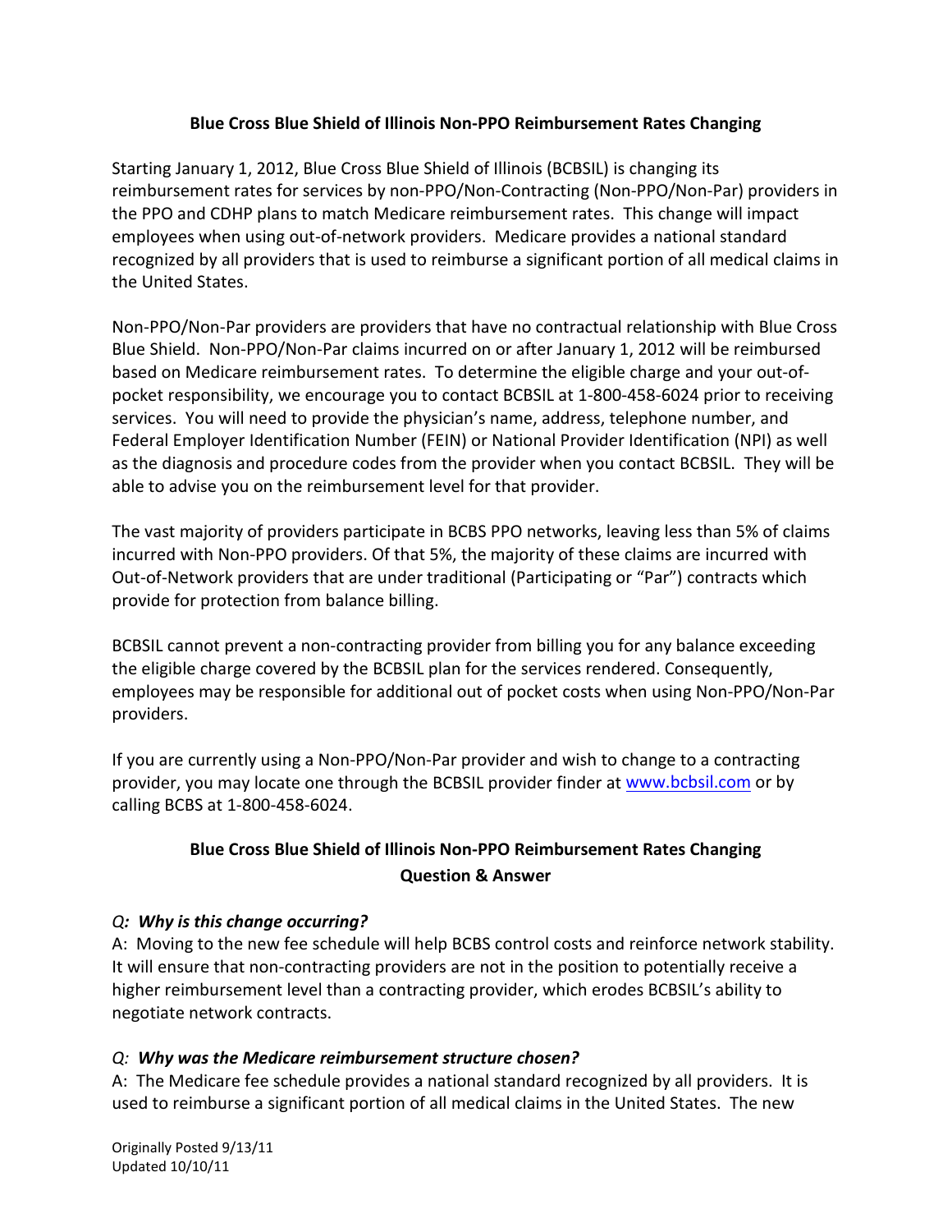# Blue Cross Blue Shield of Illinois Non-PPO Reimbursement Rates Changing

Starting January 1, 2012, Blue Cross Blue Shield of Illinois (BCBSIL) is changing its reimbursement rates for services by non-PPO/Non-Contracting (Non-PPO/Non-Par) providers in the PPO and CDHP plans to match Medicare reimbursement rates. This change will impact employees when using out-of-network providers. Medicare provides a national standard recognized by all providers that is used to reimburse a significant portion of all medical claims in the United States.

Non-PPO/Non-Par providers are providers that have no contractual relationship with Blue Cross Blue Shield. Non-PPO/Non-Par claims incurred on or after January 1, 2012 will be reimbursed based on Medicare reimbursement rates. To determine the eligible charge and your out-of-pocket responsibility, we encourage you to contact BCBSIL at 1-800-458-6024 prior to receiving services. You will need to provide the physician's name, address, telephone number, and Federal Employer Identification Number (FEIN) or National Provider Identification (NPI) as well as the diagnosis and procedure codes from the provider when you contact BCBSIL. They will be able to advise you on the reimbursement level for that provider.

The vast majority of providers participate in BCBS PPO networks, leaving less than 5% of claims incurred with Non-PPO providers. Of that 5%, the majority of these claims are incurred with Out-of-Network providers that are under traditional (Participating or "Par") contracts which provide for protection from balance billing.

BCBSIL cannot prevent a non-contracting provider from billing you for any balance exceeding the eligible charge covered by the BCBSIL plan for the services rendered. Consequently, employees may be responsible for additional out of pocket costs when using Non-PPO/Non-Par providers.

If you are currently using a Non-PPO/Non-Par provider and wish to change to a contracting provider, you may locate one through the BCBSIL provider finder at [www.bcbsil.com](http://www.bcbsil.com) or by calling BCBS at 1-800-458-6024.

## Blue Cross Blue Shield of Illinois Non-PPO Reimbursement Rates Changing Question & Answer

*Q**: Why is this change occurring?***

A: Moving to the new fee schedule will help BCBS control costs and reinforce network stability. It will ensure that non-contracting providers are not in the position to potentially receive a higher reimbursement level than a contracting provider, which erodes BCBSIL's ability to negotiate network contracts.

*Q: **Why was the Medicare reimbursement structure chosen?***

A: The Medicare fee schedule provides a national standard recognized by all providers. It is used to reimburse a significant portion of all medical claims in the United States. The new

Originally Posted 9/13/11
Updated 10/10/11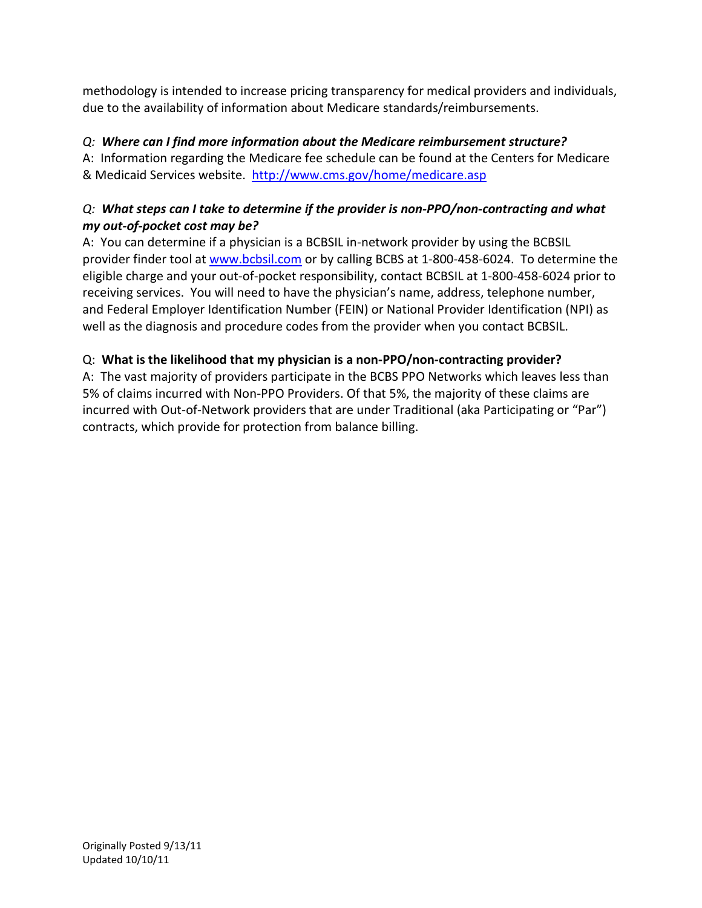methodology is intended to increase pricing transparency for medical providers and individuals, due to the availability of information about Medicare standards/reimbursements.

*Q:* ***Where can I find more information about the Medicare reimbursement structure?***
A: Information regarding the Medicare fee schedule can be found at the Centers for Medicare & Medicaid Services website. [http://www.cms.gov/home/medicare.asp](http://www.cms.gov/home/medicare.asp)

*Q:* ***What steps can I take to determine if the provider is non-PPO/non-contracting and what my out-of-pocket cost may be?***
A: You can determine if a physician is a BCBSIL in-network provider by using the BCBSIL provider finder tool at [www.bcbsil.com](http://www.bcbsil.com) or by calling BCBS at 1-800-458-6024. To determine the eligible charge and your out-of-pocket responsibility, contact BCBSIL at 1-800-458-6024 prior to receiving services. You will need to have the physician's name, address, telephone number, and Federal Employer Identification Number (FEIN) or National Provider Identification (NPI) as well as the diagnosis and procedure codes from the provider when you contact BCBSIL.

Q: **What is the likelihood that my physician is a non-PPO/non-contracting provider?**
A: The vast majority of providers participate in the BCBS PPO Networks which leaves less than 5% of claims incurred with Non-PPO Providers. Of that 5%, the majority of these claims are incurred with Out-of-Network providers that are under Traditional (aka Participating or "Par") contracts, which provide for protection from balance billing.

Originally Posted 9/13/11
Updated 10/10/11